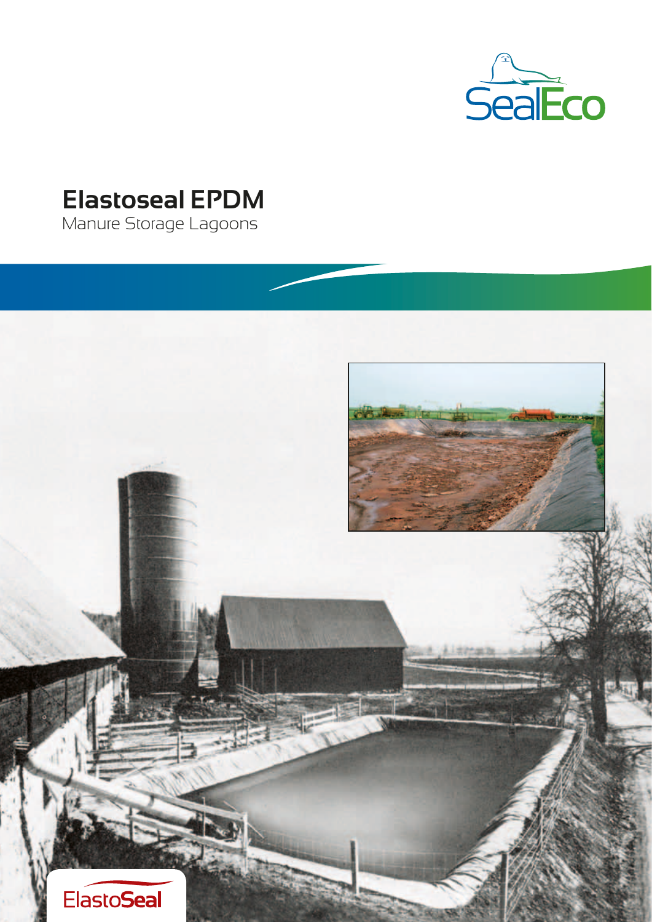SealEco

# Elastoseal EPDM

Manure Storage Lagoons

ElastoSeal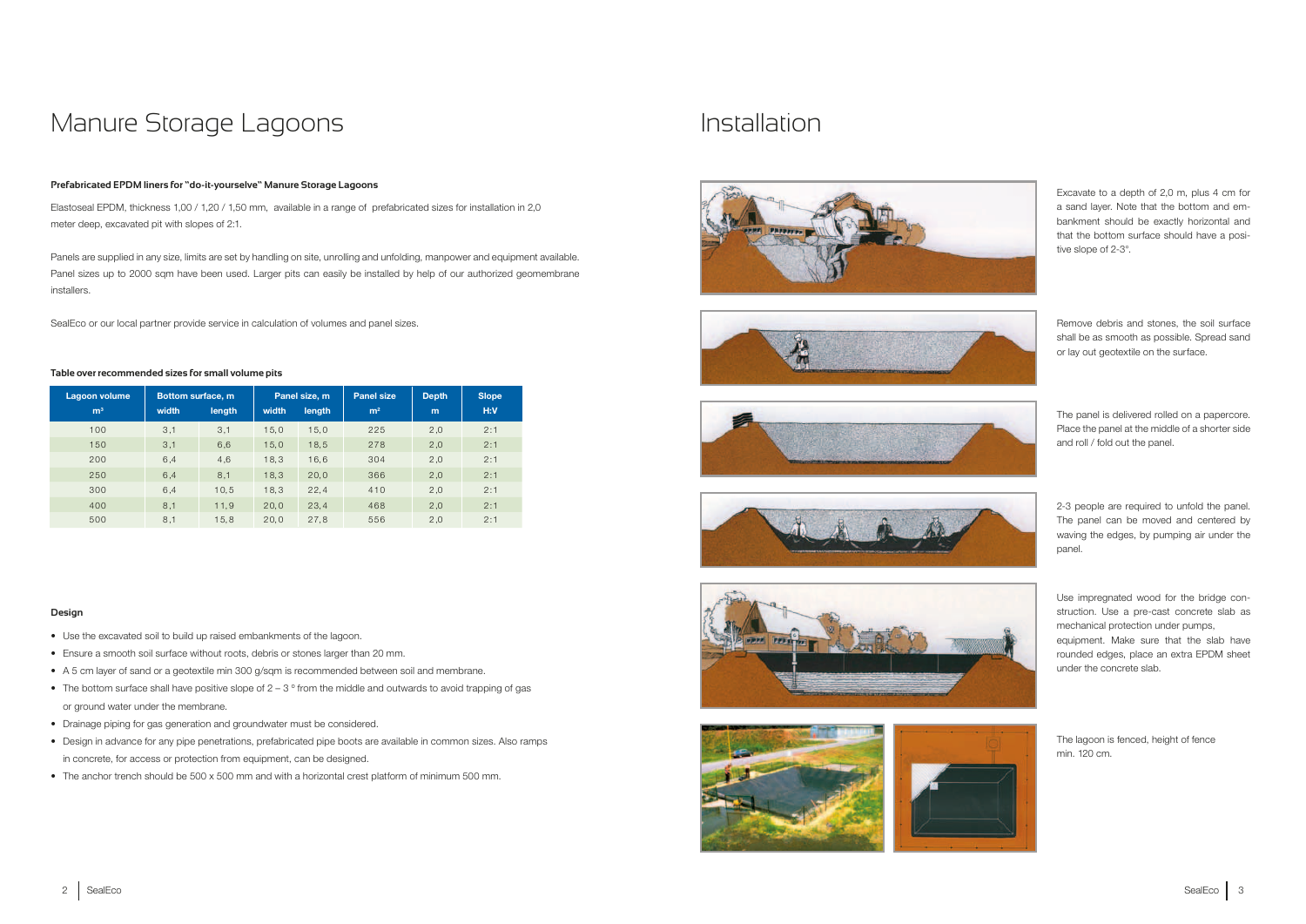# Manure Storage Lagoons

#### Prefabricated EPDM liners for "do-it-yourselve" Manure Storage Lagoons

Elastoseal EPDM, thickness 1,00 / 1,20 / 1,50 mm, available in a range of prefabricated sizes for installation in 2,0 meter deep, excavated pit with slopes of 2:1.

Panels are supplied in any size, limits are set by handling on site, unrolling and unfolding, manpower and equipment available. Panel sizes up to 2000 sqm have been used. Larger pits can easily be installed by help of our authorized geomembrane installers.

SealEco or our local partner provide service in calculation of volumes and panel sizes.

#### Table over recommended sizes for small volume pits

| Lagoon volume | Bottom surface, m | | Panel size, m | | Panel size | Depth | Slope |
|---|---|---|---|---|---|---|---|
| m³ | width | length | width | length | m² | m | H:V |
| 100 | 3,1 | 3,1 | 15,0 | 15,0 | 225 | 2,0 | 2:1 |
| 150 | 3,1 | 6,6 | 15,0 | 18,5 | 278 | 2,0 | 2:1 |
| 200 | 6,4 | 4,6 | 18,3 | 16,6 | 304 | 2,0 | 2:1 |
| 250 | 6,4 | 8,1 | 18,3 | 20,0 | 366 | 2,0 | 2:1 |
| 300 | 6,4 | 10,5 | 18,3 | 22,4 | 410 | 2,0 | 2:1 |
| 400 | 8,1 | 11,9 | 20,0 | 23,4 | 468 | 2,0 | 2:1 |
| 500 | 8,1 | 15,8 | 20,0 | 27,8 | 556 | 2,0 | 2:1 |

#### Design

- Use the excavated soil to build up raised embankments of the lagoon.
- Ensure a smooth soil surface without roots, debris or stones larger than 20 mm.
- A 5 cm layer of sand or a geotextile min 300 g/sqm is recommended between soil and membrane.
- The bottom surface shall have positive slope of 2 – 3 ° from the middle and outwards to avoid trapping of gas or ground water under the membrane.
- Drainage piping for gas generation and groundwater must be considered.
- Design in advance for any pipe penetrations, prefabricated pipe boots are available in common sizes. Also ramps in concrete, for access or protection from equipment, can be designed.
- The anchor trench should be 500 x 500 mm and with a horizontal crest platform of minimum 500 mm.

# Installation

Excavate to a depth of 2,0 m, plus 4 cm for a sand layer. Note that the bottom and embankment should be exactly horizontal and that the bottom surface should have a positive slope of 2-3°.

Remove debris and stones, the soil surface shall be as smooth as possible. Spread sand or lay out geotextile on the surface.

The panel is delivered rolled on a papercore. Place the panel at the middle of a shorter side and roll / fold out the panel.

2-3 people are required to unfold the panel. The panel can be moved and centered by waving the edges, by pumping air under the panel.

Use impregnated wood for the bridge construction. Use a pre-cast concrete slab as mechanical protection under pumps, equipment. Make sure that the slab have rounded edges, place an extra EPDM sheet under the concrete slab.

The lagoon is fenced, height of fence min. 120 cm.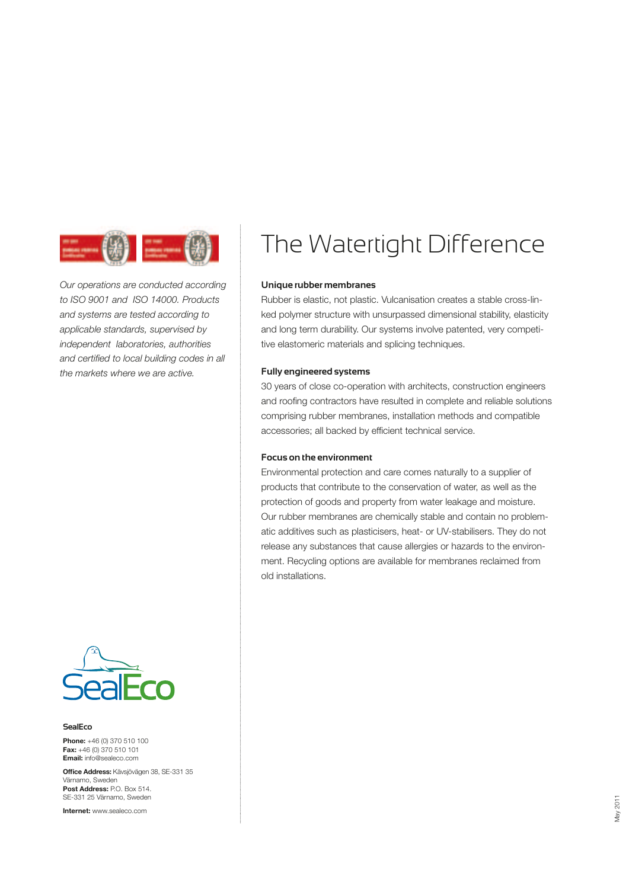*Our operations are conducted according to ISO 9001 and ISO 14000. Products and systems are tested according to applicable standards, supervised by independent laboratories, authorities and certified to local building codes in all the markets where we are active.*

# The Watertight Difference

### Unique rubber membranes

Rubber is elastic, not plastic. Vulcanisation creates a stable cross-linked polymer structure with unsurpassed dimensional stability, elasticity and long term durability. Our systems involve patented, very competitive elastomeric materials and splicing techniques.

### Fully engineered systems

30 years of close co-operation with architects, construction engineers and roofing contractors have resulted in complete and reliable solutions comprising rubber membranes, installation methods and compatible accessories; all backed by efficient technical service.

### Focus on the environment

Environmental protection and care comes naturally to a supplier of products that contribute to the conservation of water, as well as the protection of goods and property from water leakage and moisture. Our rubber membranes are chemically stable and contain no problematic additives such as plasticisers, heat- or UV-stabilisers. They do not release any substances that cause allergies or hazards to the environment. Recycling options are available for membranes reclaimed from old installations.

SealEco

**SealEco**

**Phone:** +46 (0) 370 510 100
**Fax:** +46 (0) 370 510 101
**Email:** info@sealeco.com

**Office Address:** Kävsjövägen 38, SE-331 35 Värnamo, Sweden
**Post Address:** P.O. Box 514. SE-331 25 Värnamo, Sweden

**Internet:** www.sealeco.com

May 2011